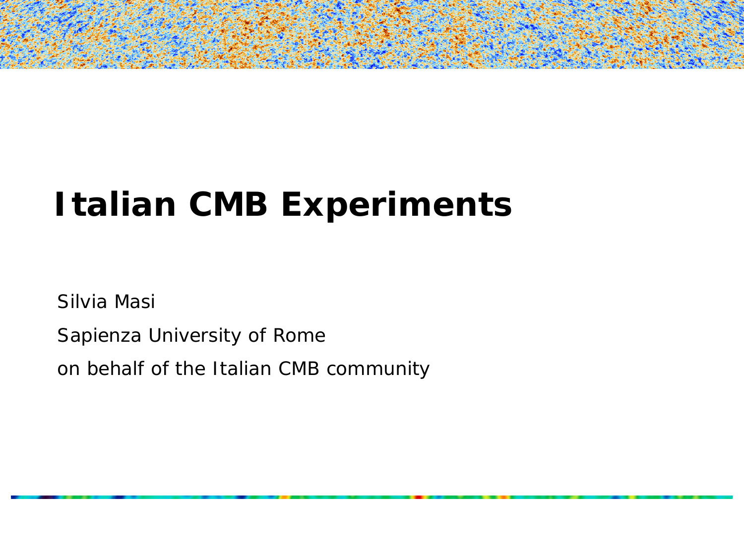# Italian CMB Experiments

Silvia Masi

Sapienza University of Rome

on behalf of the Italian CMB community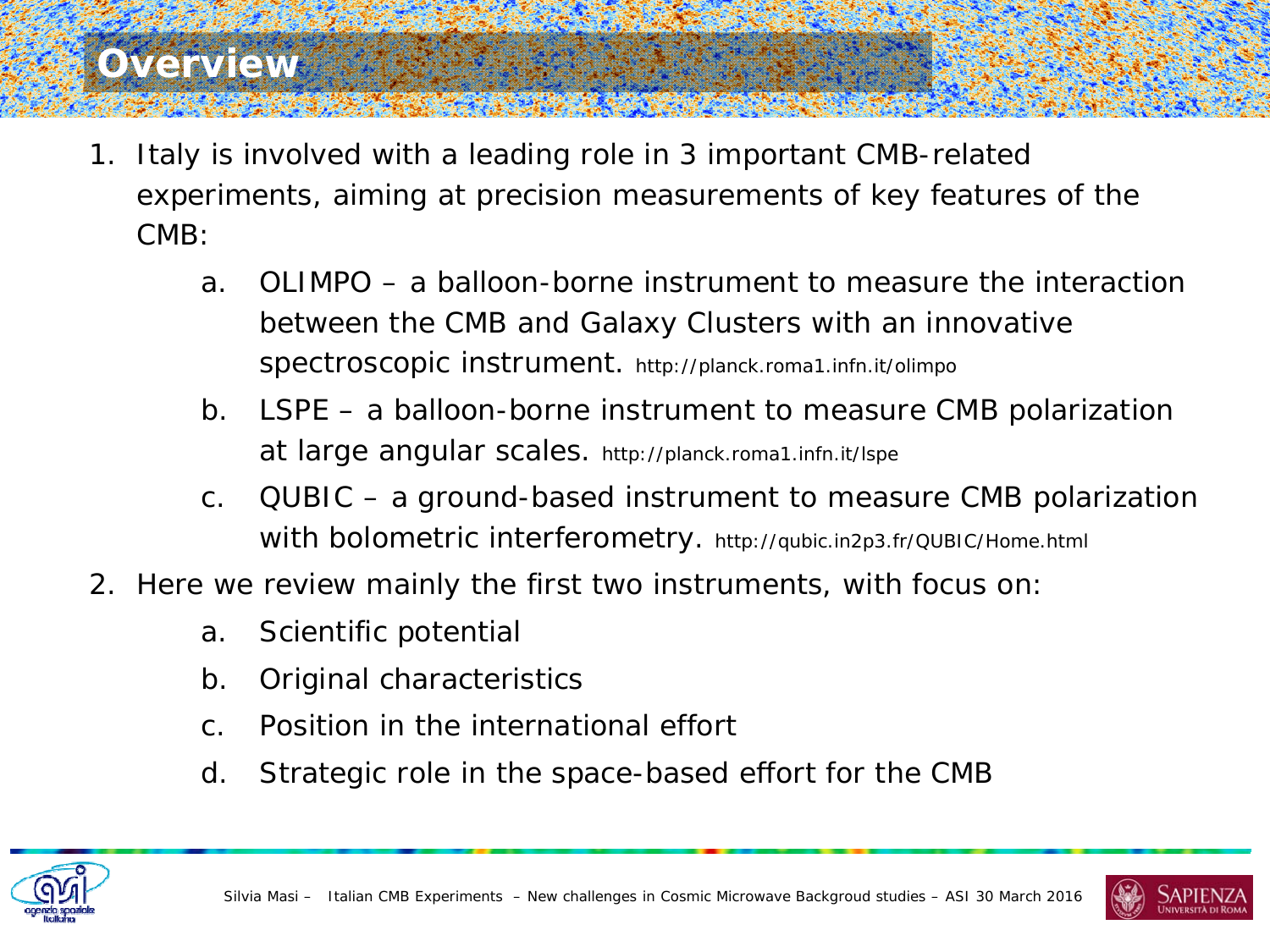# Overview

1. Italy is involved with a leading role in 3 important CMB-related experiments, aiming at precision measurements of key features of the CMB:
    a. OLIMPO – a balloon-borne instrument to measure the interaction between the CMB and Galaxy Clusters with an innovative spectroscopic instrument. http://planck.roma1.infn.it/olimpo
    b. LSPE – a balloon-borne instrument to measure CMB polarization at large angular scales. http://planck.roma1.infn.it/lspe
    c. QUBIC – a ground-based instrument to measure CMB polarization with bolometric interferometry. http://qubic.in2p3.fr/QUBIC/Home.html
2. Here we review mainly the first two instruments, with focus on:
    a. Scientific potential
    b. Original characteristics
    c. Position in the international effort
    d. Strategic role in the space-based effort for the CMB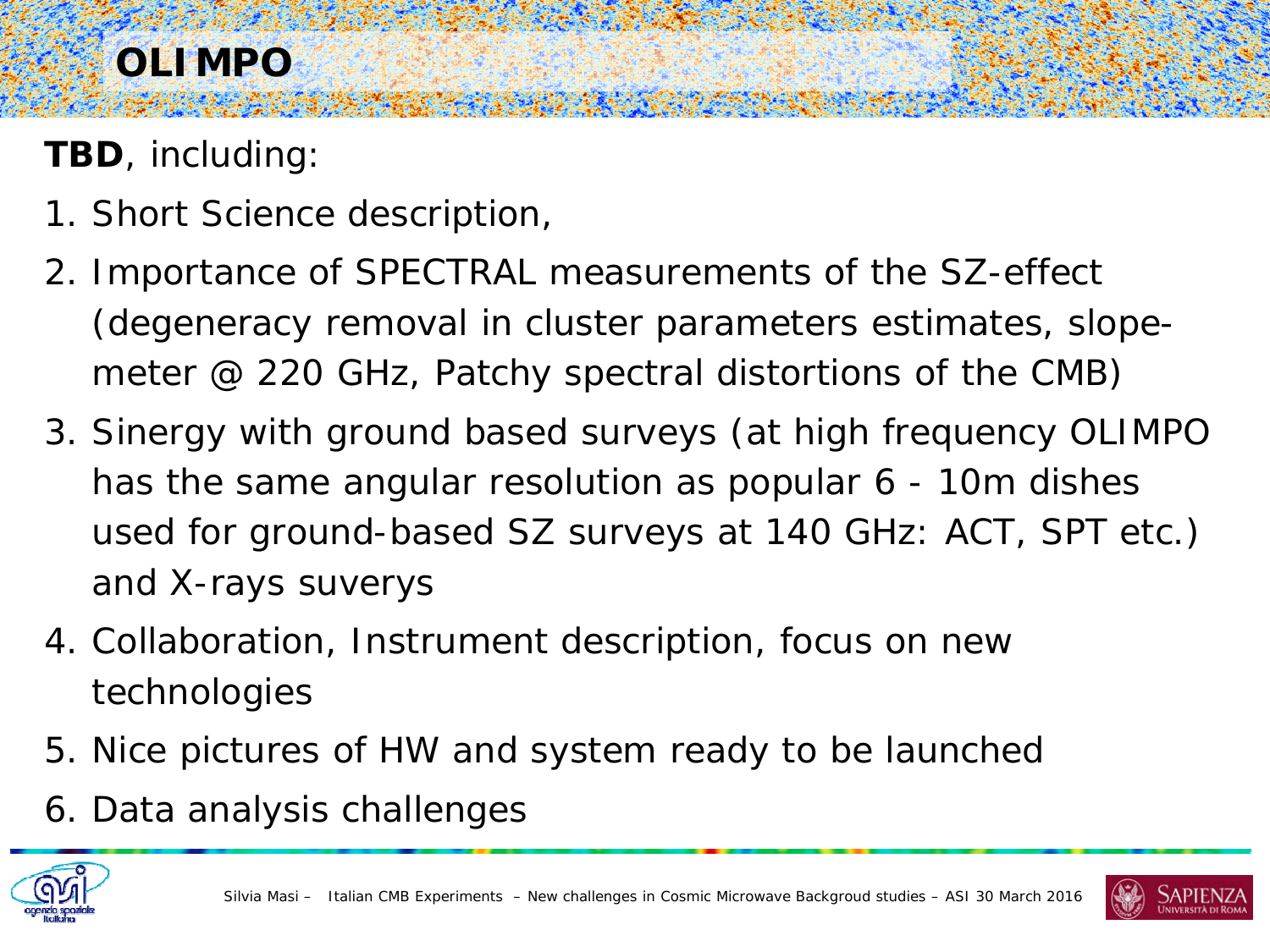# OLIMPO

**TBD**, including:

1. Short Science description,
2. Importance of SPECTRAL measurements of the SZ-effect (degeneracy removal in cluster parameters estimates, slope-meter @ 220 GHz, Patchy spectral distortions of the CMB)
3. Sinergy with ground based surveys (at high frequency OLIMPO has the same angular resolution as popular 6 - 10m dishes used for ground-based SZ surveys at 140 GHz: ACT, SPT etc.) and X-rays suverys
4. Collaboration, Instrument description, focus on new technologies
5. Nice pictures of HW and system ready to be launched
6. Data analysis challenges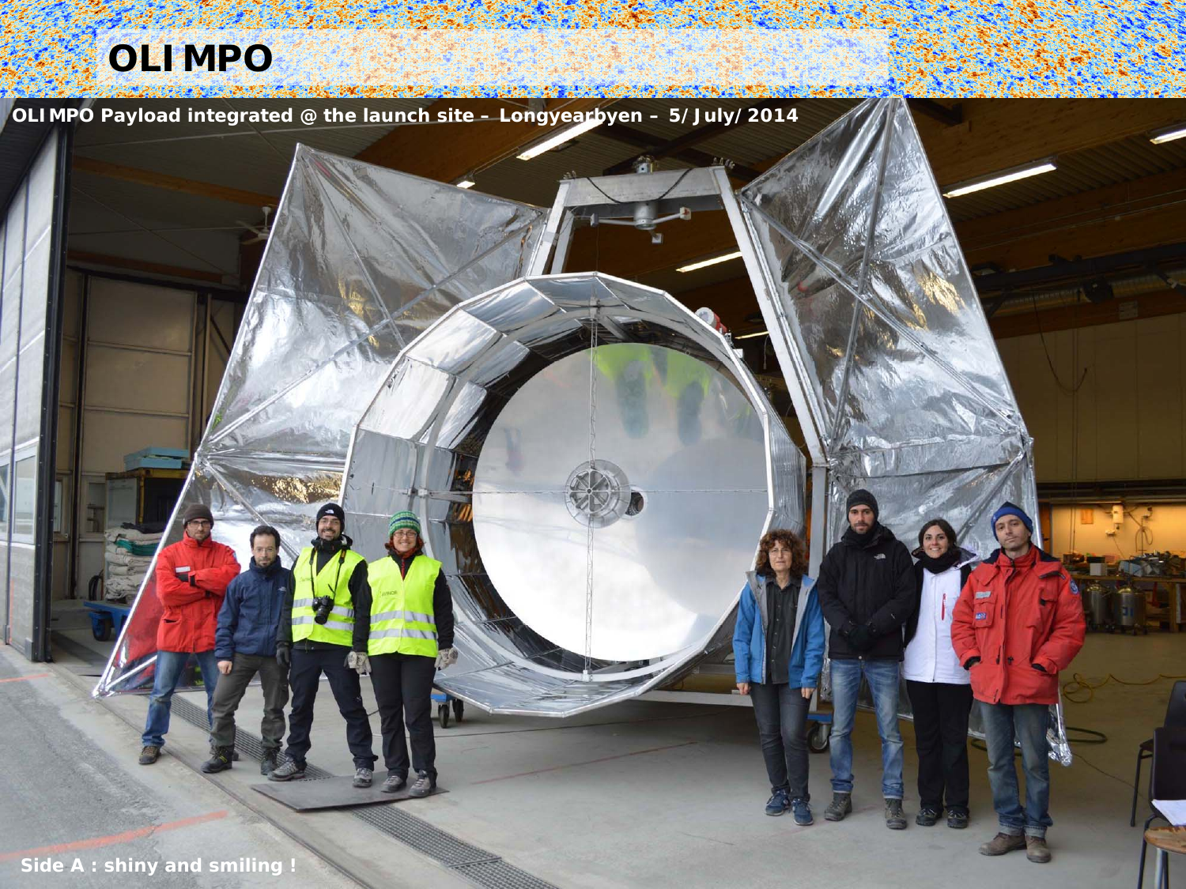# OLIMPO

OLIMPO Payload integrated @ the launch site – Longyearbyen – 5/July/2014

Side A : shiny and smiling !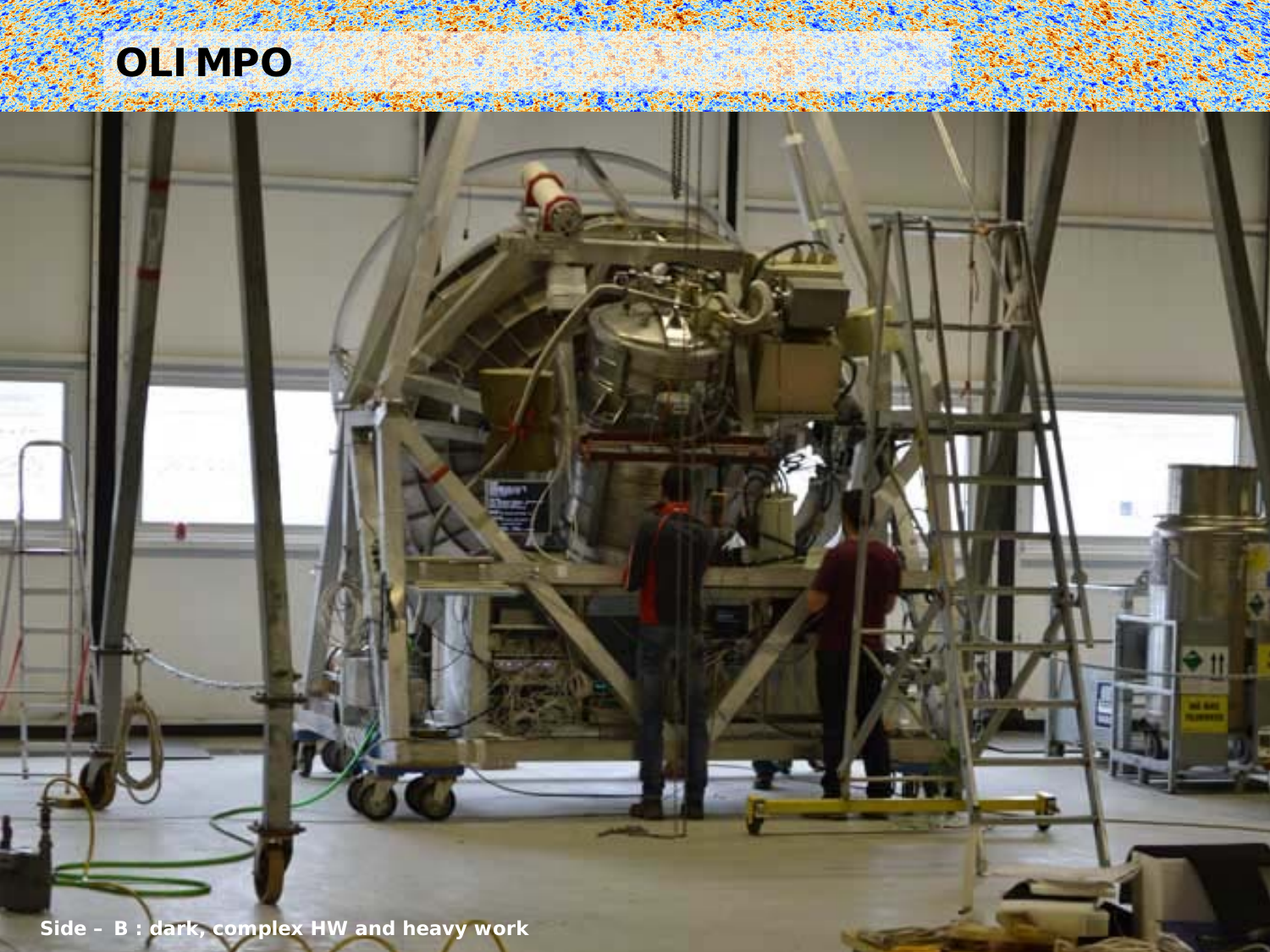# OLIMPO

Side – B : dark, complex HW and heavy work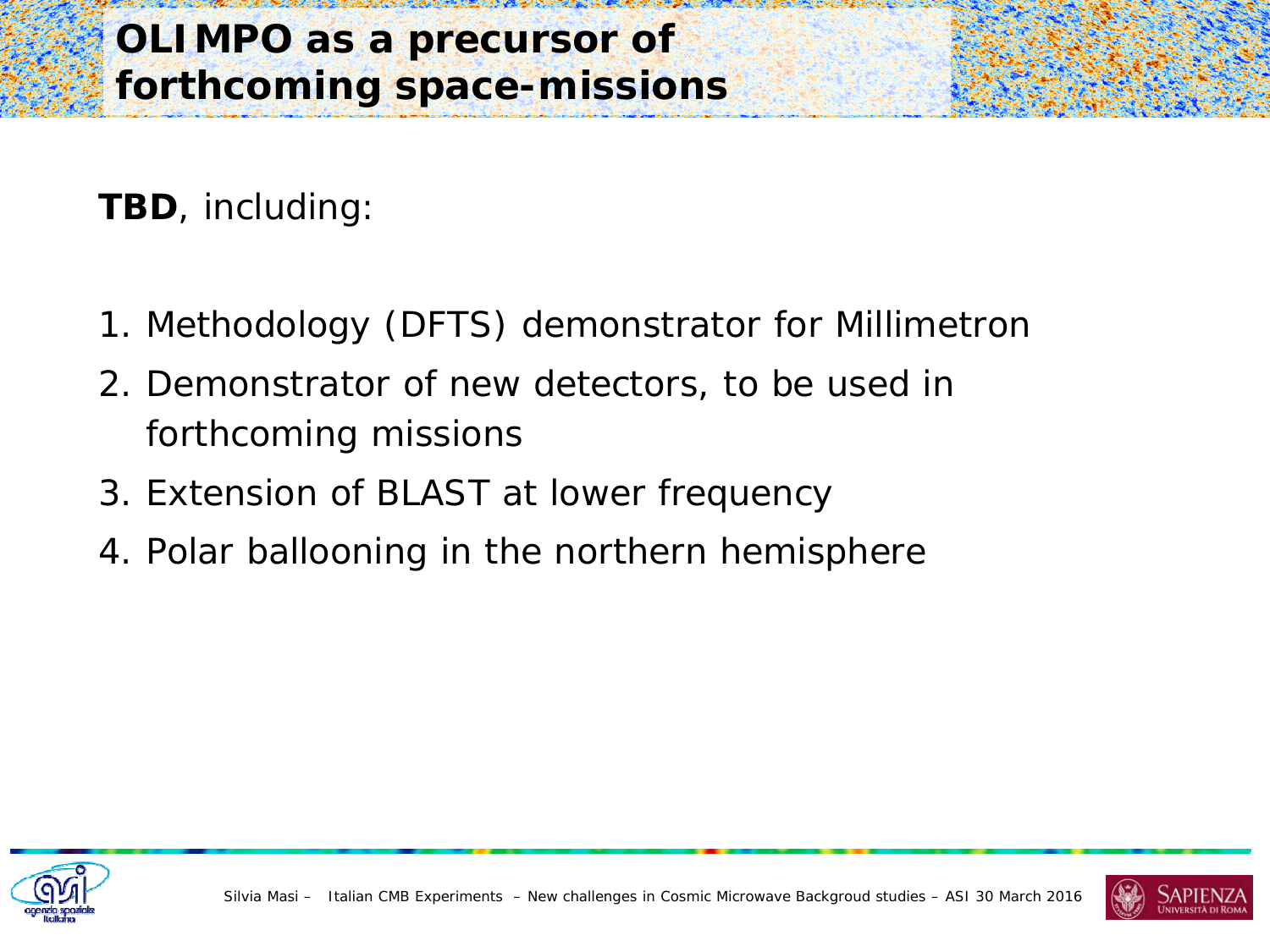# OLIMPO as a precursor of forthcoming space-missions

**TBD**, including:

1. Methodology (DFTS) demonstrator for Millimetron
2. Demonstrator of new detectors, to be used in forthcoming missions
3. Extension of BLAST at lower frequency
4. Polar ballooning in the northern hemisphere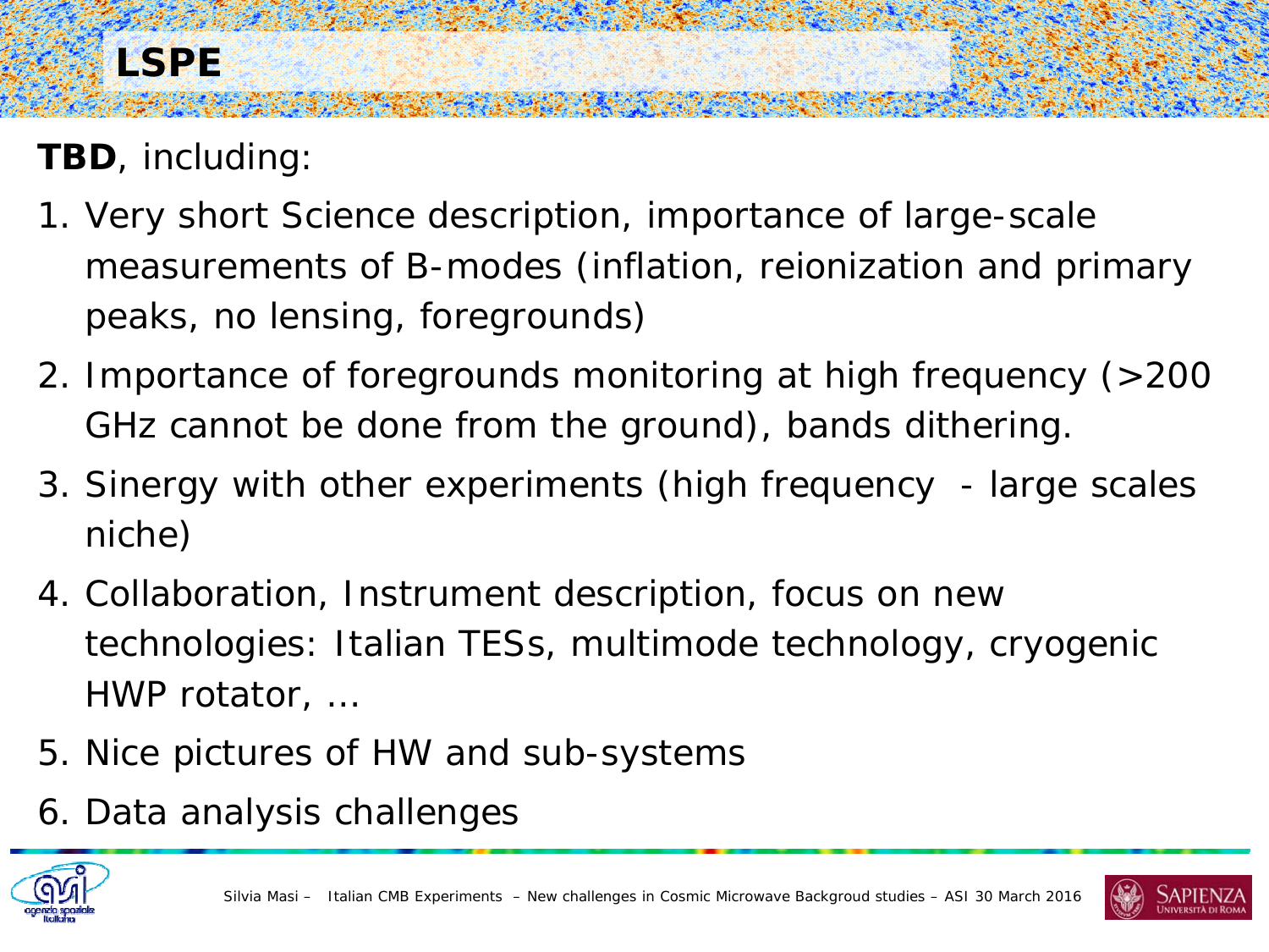# LSPE

**TBD**, including:

1. Very short Science description, importance of large-scale measurements of B-modes (inflation, reionization and primary peaks, no lensing, foregrounds)
2. Importance of foregrounds monitoring at high frequency (>200 GHz cannot be done from the ground), bands dithering.
3. Sinergy with other experiments (high frequency - large scales niche)
4. Collaboration, Instrument description, focus on new technologies: Italian TESs, multimode technology, cryogenic HWP rotator, …
5. Nice pictures of HW and sub-systems
6. Data analysis challenges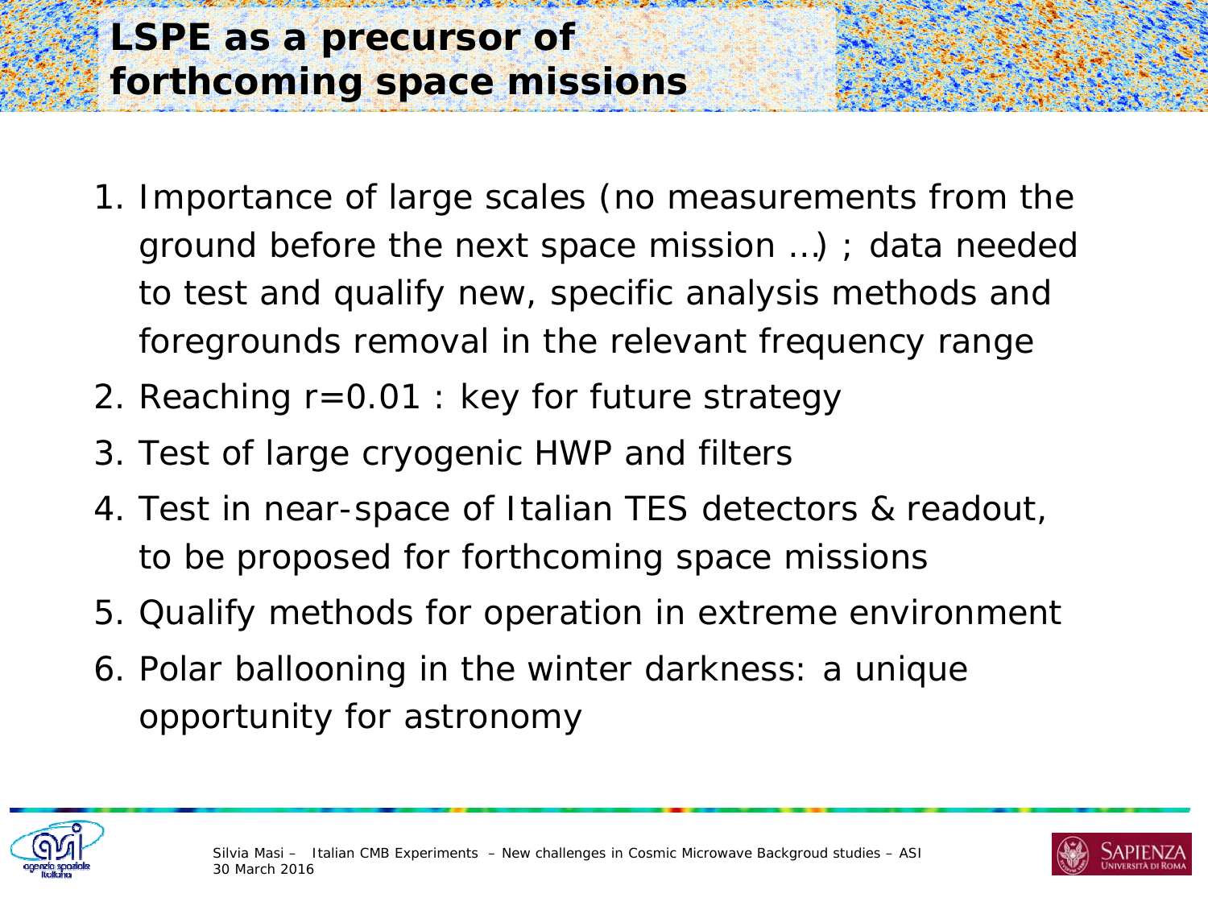# LSPE as a precursor of forthcoming space missions

1. Importance of large scales (no measurements from the ground before the next space mission …) ; data needed to test and qualify new, specific analysis methods and foregrounds removal in the relevant frequency range
2. Reaching $r=0.01$ : key for future strategy
3. Test of large cryogenic HWP and filters
4. Test in near-space of Italian TES detectors & readout, to be proposed for forthcoming space missions
5. Qualify methods for operation in extreme environment
6. Polar ballooning in the winter darkness: a unique opportunity for astronomy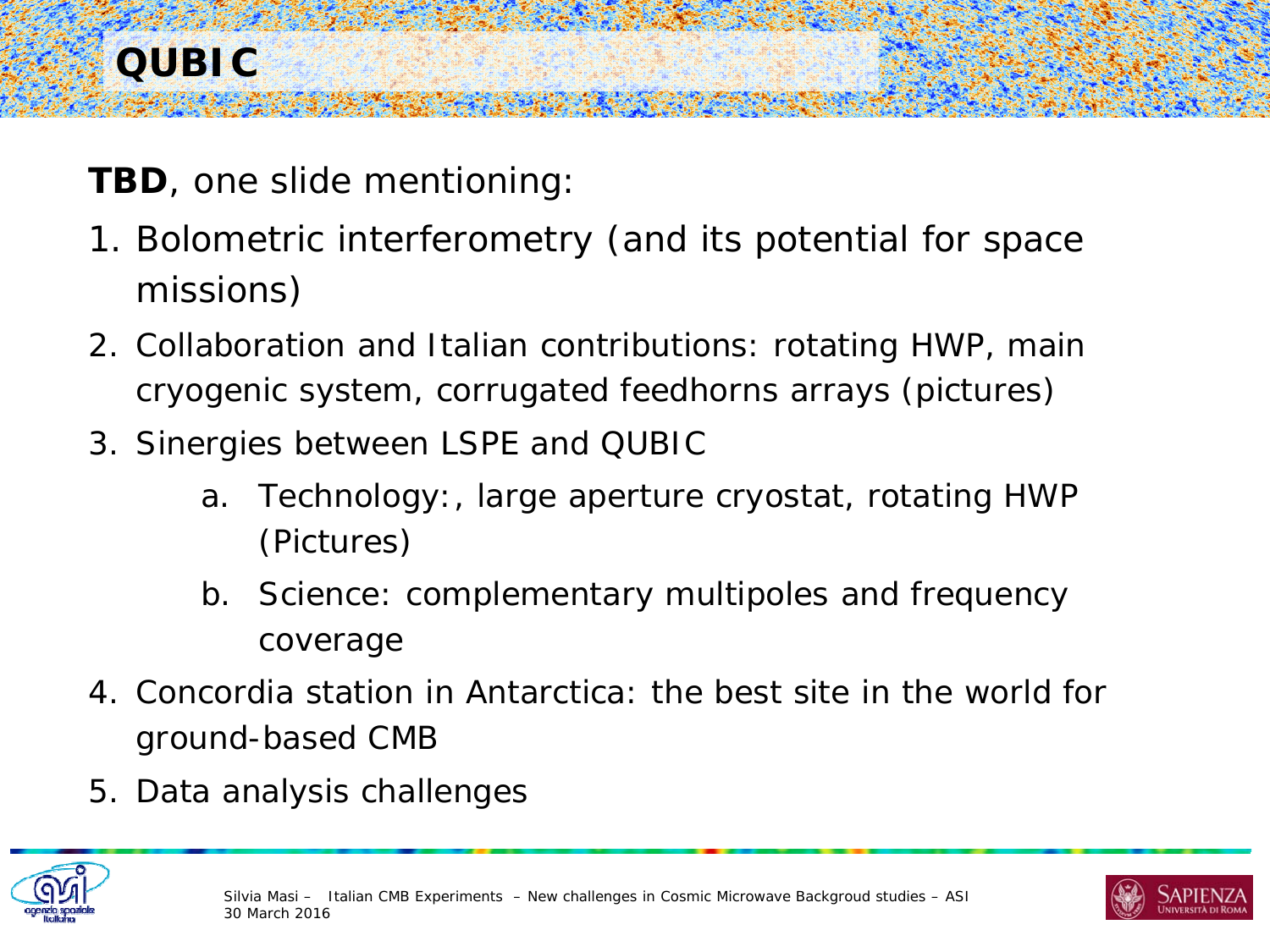# QUBIC

**TBD**, one slide mentioning:

1. Bolometric interferometry (and its potential for space missions)
2. Collaboration and Italian contributions: rotating HWP, main cryogenic system, corrugated feedhorns arrays (pictures)
3. Sinergies between LSPE and QUBIC
    a. Technology:, large aperture cryostat, rotating HWP (Pictures)
    b. Science: complementary multipoles and frequency coverage
4. Concordia station in Antarctica: the best site in the world for ground-based CMB
5. Data analysis challenges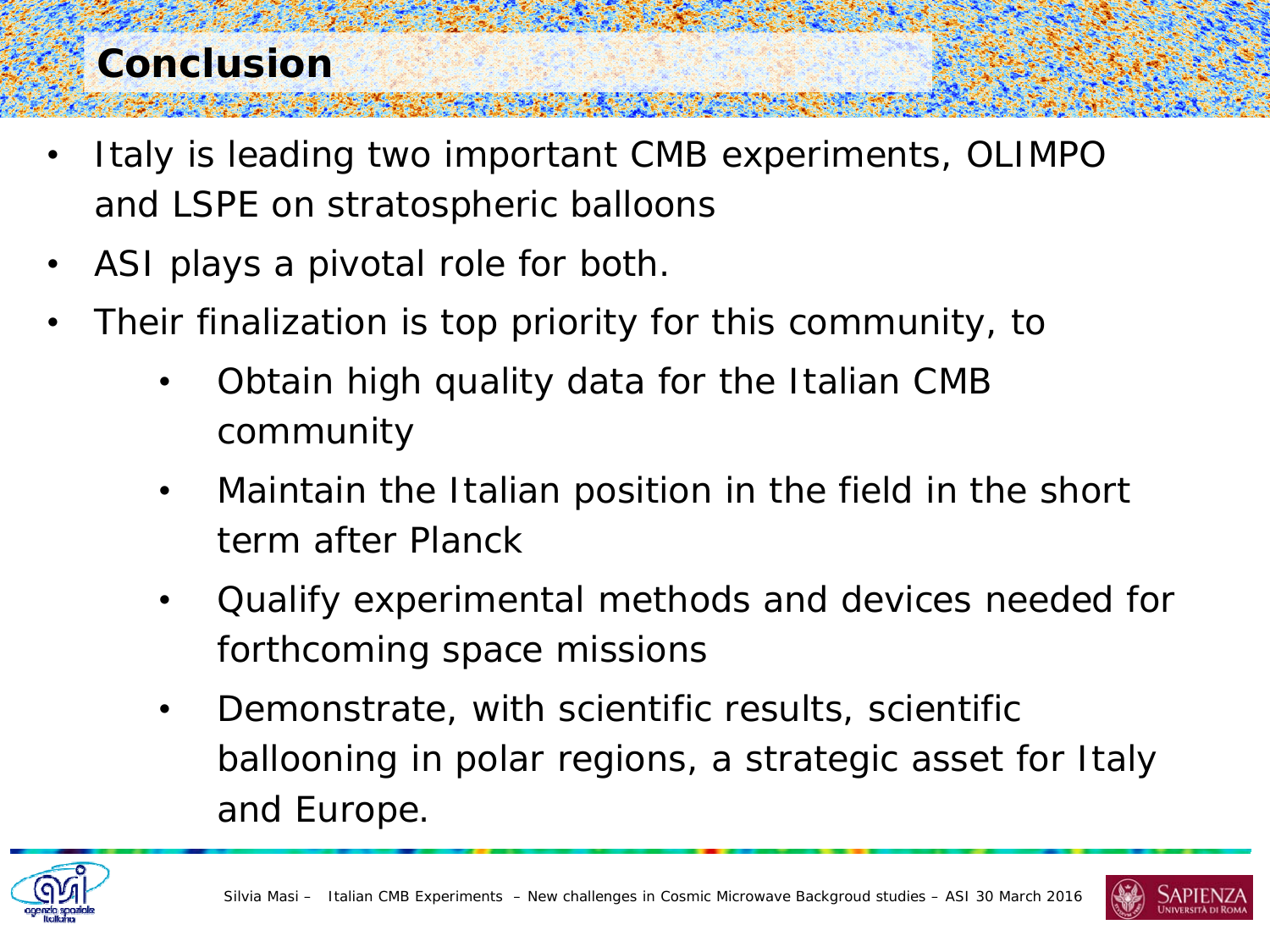# Conclusion

- Italy is leading two important CMB experiments, OLIMPO and LSPE on stratospheric balloons
- ASI plays a pivotal role for both.
- Their finalization is top priority for this community, to
    - Obtain high quality data for the Italian CMB community
    - Maintain the Italian position in the field in the short term after Planck
    - Qualify experimental methods and devices needed for forthcoming space missions
    - Demonstrate, with scientific results, scientific ballooning in polar regions, a strategic asset for Italy and Europe.